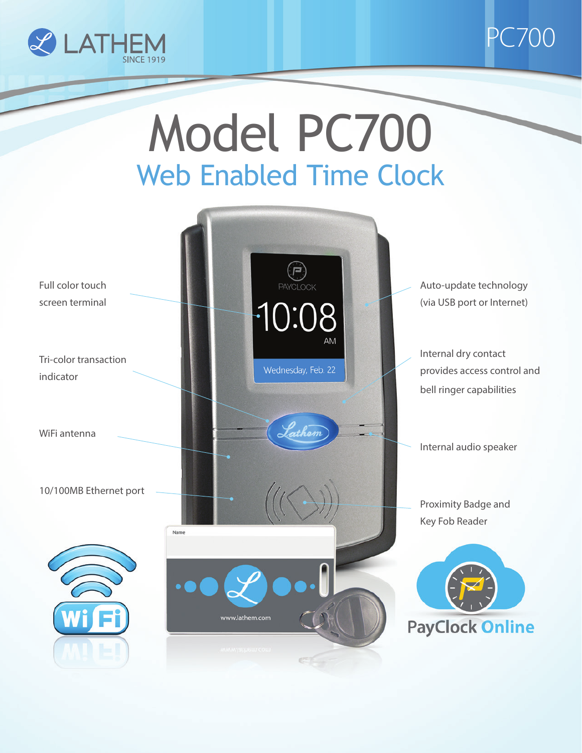LATHEM

SINCE 1919

PC700

# Model PC700

## Web Enabled Time Clock

- Full color touch screen terminal
- Tri-color transaction indicator
- WiFi antenna
- 10/100MB Ethernet port
- Auto-update technology (via USB port or Internet)
- Internal dry contact provides access control and bell ringer capabilities
- Internal audio speaker
- Proximity Badge and Key Fob Reader

PayClock Online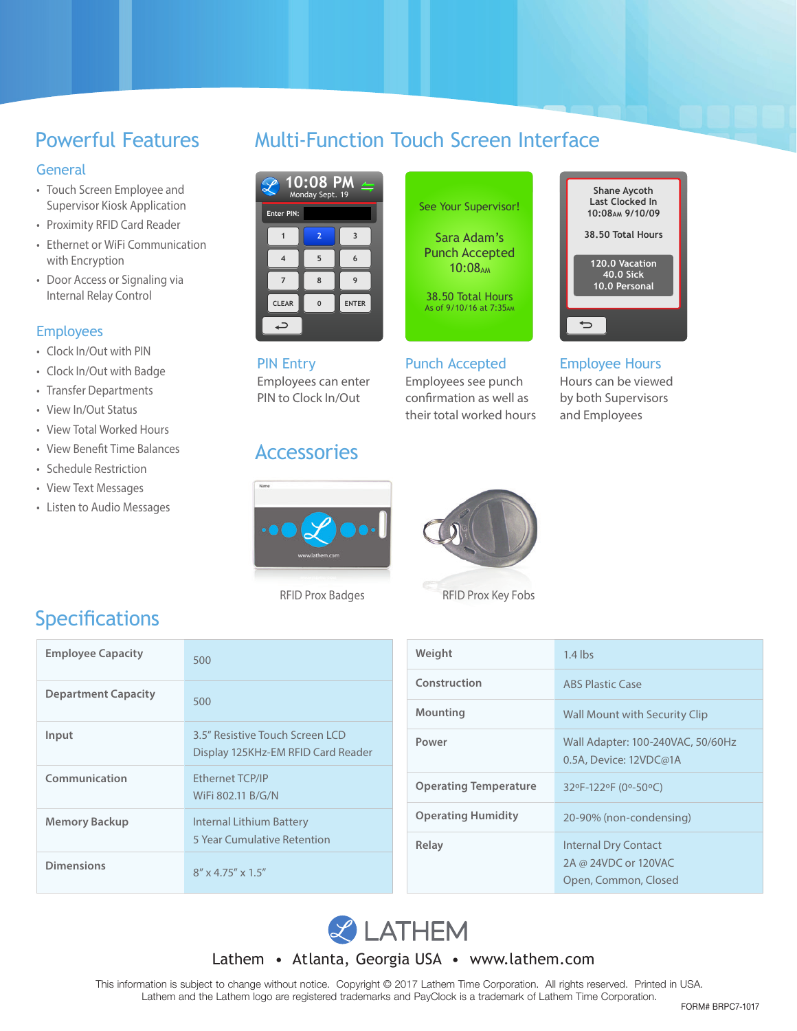## Powerful Features

### General

- Touch Screen Employee and Supervisor Kiosk Application
- Proximity RFID Card Reader
- Ethernet or WiFi Communication with Encryption
- Door Access or Signaling via Internal Relay Control

### Employees

- Clock In/Out with PIN
- Clock In/Out with Badge
- Transfer Departments
- View In/Out Status
- View Total Worked Hours
- View Benefit Time Balances
- Schedule Restriction
- View Text Messages
- Listen to Audio Messages

## Multi-Function Touch Screen Interface

### PIN Entry

Employees can enter PIN to Clock In/Out

### Punch Accepted

Employees see punch confirmation as well as their total worked hours

### Employee Hours

Hours can be viewed by both Supervisors and Employees

## Accessories

RFID Prox Badges

RFID Prox Key Fobs

## Specifications

| | |
|---|---|
| **Employee Capacity** | 500 |
| **Department Capacity** | 500 |
| **Input** | 3.5" Resistive Touch Screen LCD Display 125KHz-EM RFID Card Reader |
| **Communication** | Ethernet TCP/IP WiFi 802.11 B/G/N |
| **Memory Backup** | Internal Lithium Battery 5 Year Cumulative Retention |
| **Dimensions** | 8" x 4.75" x 1.5" |

| | |
|---|---|
| **Weight** | 1.4 lbs |
| **Construction** | ABS Plastic Case |
| **Mounting** | Wall Mount with Security Clip |
| **Power** | Wall Adapter: 100-240VAC, 50/60Hz 0.5A, Device: 12VDC@1A |
| **Operating Temperature** | 32ºF-122ºF (0º-50ºC) |
| **Operating Humidity** | 20-90% (non-condensing) |
| **Relay** | Internal Dry Contact 2A @ 24VDC or 120VAC Open, Common, Closed |

LATHEM

Lathem • Atlanta, Georgia USA • www.lathem.com

This information is subject to change without notice. Copyright © 2017 Lathem Time Corporation. All rights reserved. Printed in USA.
Lathem and the Lathem logo are registered trademarks and PayClock is a trademark of Lathem Time Corporation.

FORM# BRPC7-1017